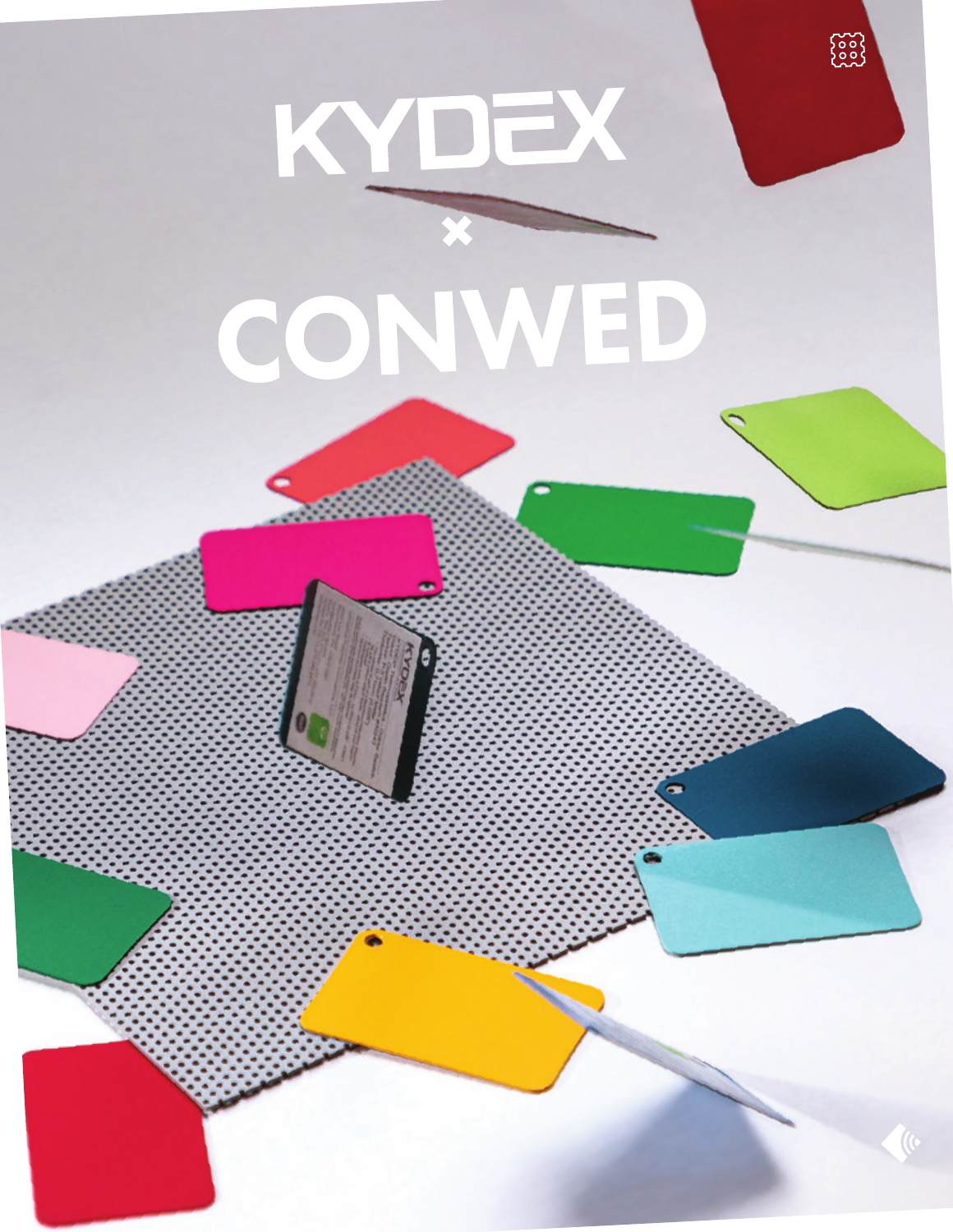# KYDEX

×

# CONWED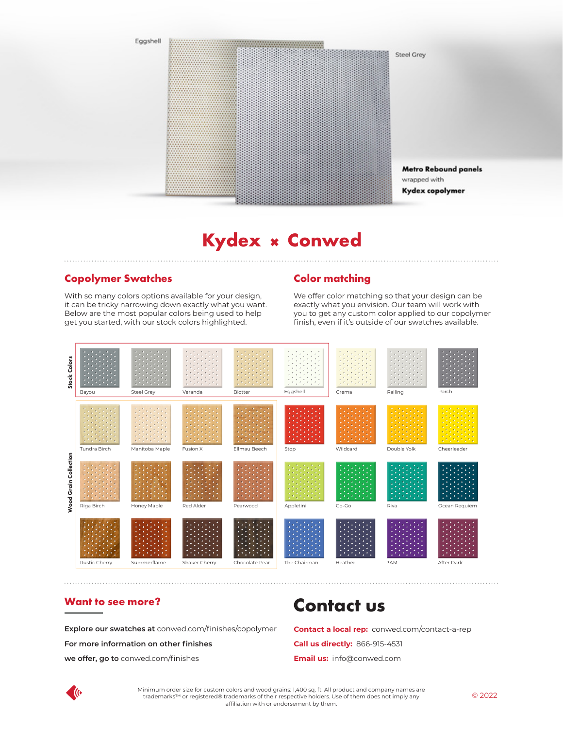Eggshell

Steel Grey

**Metro Rebound panels**
wrapped with
**Kydex copolymer**

# Kydex × Conwed

## Copolymer Swatches

With so many colors options available for your design, it can be tricky narrowing down exactly what you want. Below are the most popular colors being used to help get you started, with our stock colors highlighted.

## Color matching

We offer color matching so that your design can be exactly what you envision. Our team will work with you to get any custom color applied to our copolymer finish, even if it's outside of our swatches available.

**Stock Colors**

Bayou
Steel Grey
Veranda
Blotter
Eggshell

Crema
Railing
Porch

**Wood Grain Collection**

Tundra Birch
Manitoba Maple
Fusion X
Ellmau Beech
Riga Birch
Honey Maple
Red Alder
Pearwood
Rustic Cherry
Summerflame
Shaker Cherry
Chocolate Pear

Stop
Wildcard
Double Yolk
Cheerleader
Appletini
Go-Go
Riva
Ocean Requiem
The Chairman
Heather
3AM
After Dark

## Want to see more?

**Explore our swatches at** conwed.com/finishes/copolymer

**For more information on other finishes we offer, go to** conwed.com/finishes

# Contact us

**Contact a local rep:** conwed.com/contact-a-rep

**Call us directly:** 866-915-4531

**Email us:** info@conwed.com

Minimum order size for custom colors and wood grains: 1,400 sq. ft. All product and company names are trademarks™ or registered® trademarks of their respective holders. Use of them does not imply any affiliation with or endorsement by them.

© 2022